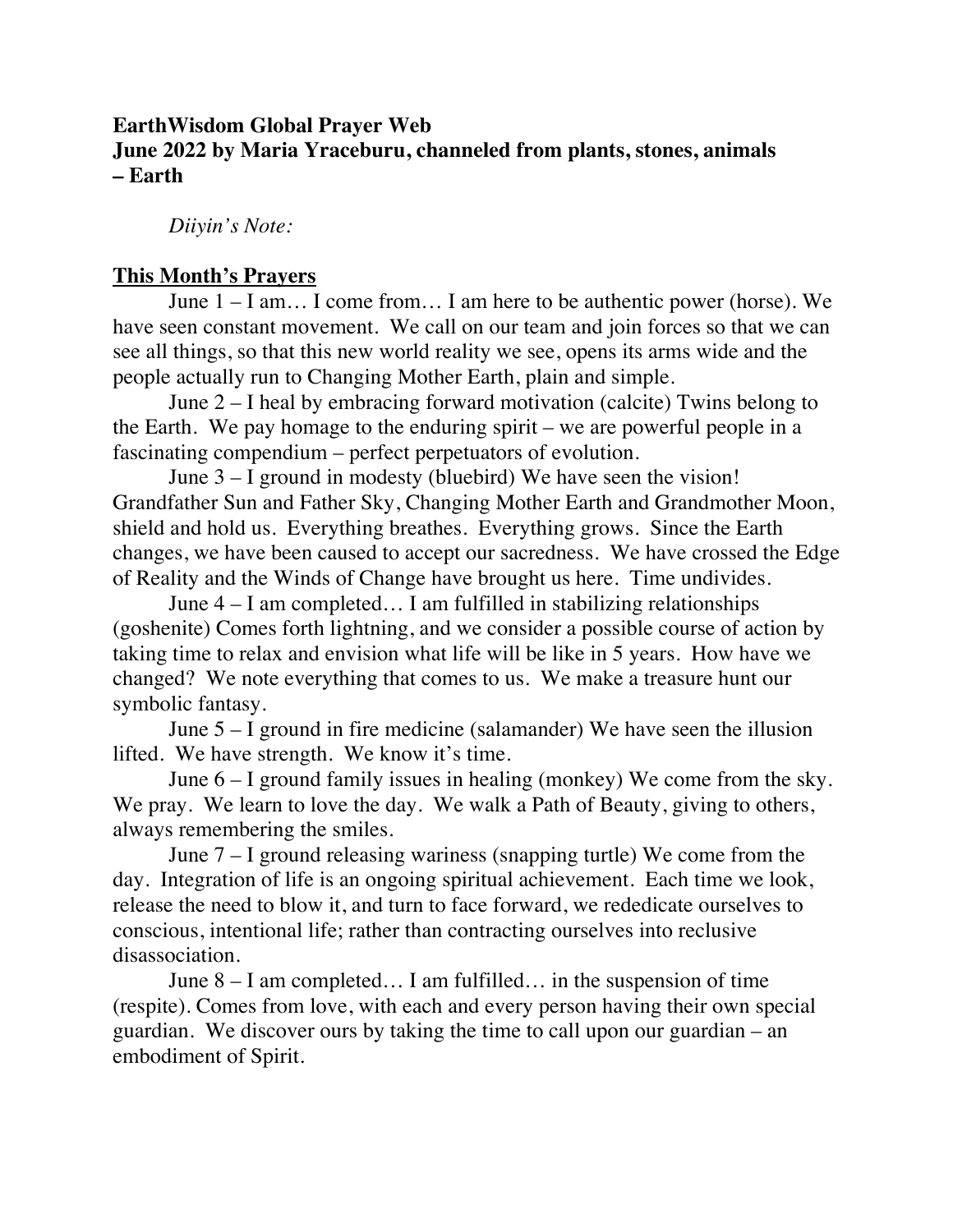**EarthWisdom Global Prayer Web**
**June 2022 by Maria Yraceburu, channeled from plants, stones, animals – Earth**

*Diiyin's Note:*

## This Month's Prayers

June 1 – I am… I come from… I am here to be authentic power (horse). We have seen constant movement. We call on our team and join forces so that we can see all things, so that this new world reality we see, opens its arms wide and the people actually run to Changing Mother Earth, plain and simple.

June 2 – I heal by embracing forward motivation (calcite) Twins belong to the Earth. We pay homage to the enduring spirit – we are powerful people in a fascinating compendium – perfect perpetuators of evolution.

June 3 – I ground in modesty (bluebird) We have seen the vision! Grandfather Sun and Father Sky, Changing Mother Earth and Grandmother Moon, shield and hold us. Everything breathes. Everything grows. Since the Earth changes, we have been caused to accept our sacredness. We have crossed the Edge of Reality and the Winds of Change have brought us here. Time undivides.

June 4 – I am completed… I am fulfilled in stabilizing relationships (goshenite) Comes forth lightning, and we consider a possible course of action by taking time to relax and envision what life will be like in 5 years. How have we changed? We note everything that comes to us. We make a treasure hunt our symbolic fantasy.

June 5 – I ground in fire medicine (salamander) We have seen the illusion lifted. We have strength. We know it's time.

June 6 – I ground family issues in healing (monkey) We come from the sky. We pray. We learn to love the day. We walk a Path of Beauty, giving to others, always remembering the smiles.

June 7 – I ground releasing wariness (snapping turtle) We come from the day. Integration of life is an ongoing spiritual achievement. Each time we look, release the need to blow it, and turn to face forward, we rededicate ourselves to conscious, intentional life; rather than contracting ourselves into reclusive disassociation.

June 8 – I am completed… I am fulfilled… in the suspension of time (respite). Comes from love, with each and every person having their own special guardian. We discover ours by taking the time to call upon our guardian – an embodiment of Spirit.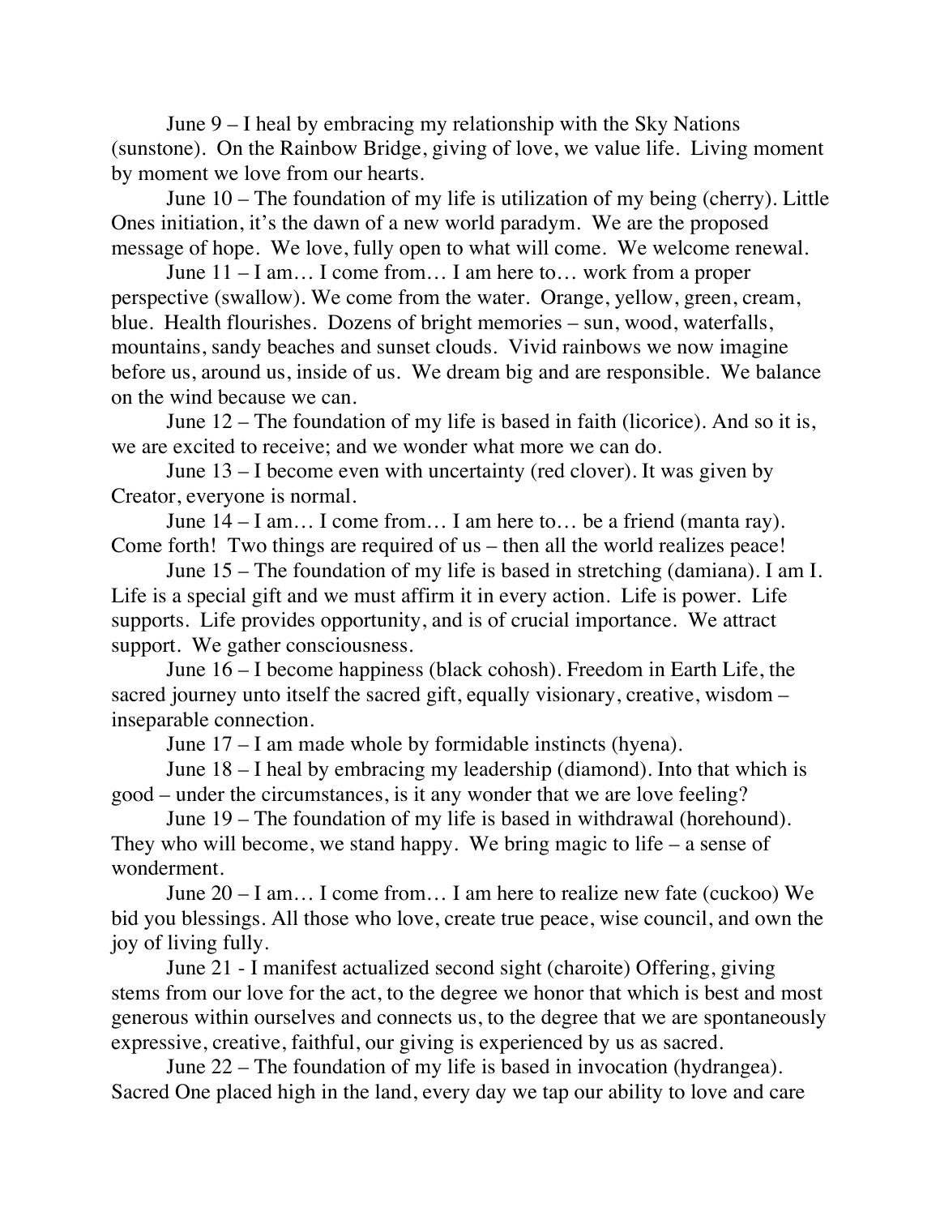June 9 – I heal by embracing my relationship with the Sky Nations (sunstone). On the Rainbow Bridge, giving of love, we value life. Living moment by moment we love from our hearts.

June 10 – The foundation of my life is utilization of my being (cherry). Little Ones initiation, it's the dawn of a new world paradym. We are the proposed message of hope. We love, fully open to what will come. We welcome renewal.

June 11 – I am… I come from… I am here to… work from a proper perspective (swallow). We come from the water. Orange, yellow, green, cream, blue. Health flourishes. Dozens of bright memories – sun, wood, waterfalls, mountains, sandy beaches and sunset clouds. Vivid rainbows we now imagine before us, around us, inside of us. We dream big and are responsible. We balance on the wind because we can.

June 12 – The foundation of my life is based in faith (licorice). And so it is, we are excited to receive; and we wonder what more we can do.

June 13 – I become even with uncertainty (red clover). It was given by Creator, everyone is normal.

June 14 – I am… I come from… I am here to… be a friend (manta ray). Come forth! Two things are required of us – then all the world realizes peace!

June 15 – The foundation of my life is based in stretching (damiana). I am I. Life is a special gift and we must affirm it in every action. Life is power. Life supports. Life provides opportunity, and is of crucial importance. We attract support. We gather consciousness.

June 16 – I become happiness (black cohosh). Freedom in Earth Life, the sacred journey unto itself the sacred gift, equally visionary, creative, wisdom – inseparable connection.

June 17 – I am made whole by formidable instincts (hyena).

June 18 – I heal by embracing my leadership (diamond). Into that which is good – under the circumstances, is it any wonder that we are love feeling?

June 19 – The foundation of my life is based in withdrawal (horehound). They who will become, we stand happy. We bring magic to life – a sense of wonderment.

June 20 – I am… I come from… I am here to realize new fate (cuckoo) We bid you blessings. All those who love, create true peace, wise council, and own the joy of living fully.

June 21 - I manifest actualized second sight (charoite) Offering, giving stems from our love for the act, to the degree we honor that which is best and most generous within ourselves and connects us, to the degree that we are spontaneously expressive, creative, faithful, our giving is experienced by us as sacred.

June 22 – The foundation of my life is based in invocation (hydrangea). Sacred One placed high in the land, every day we tap our ability to love and care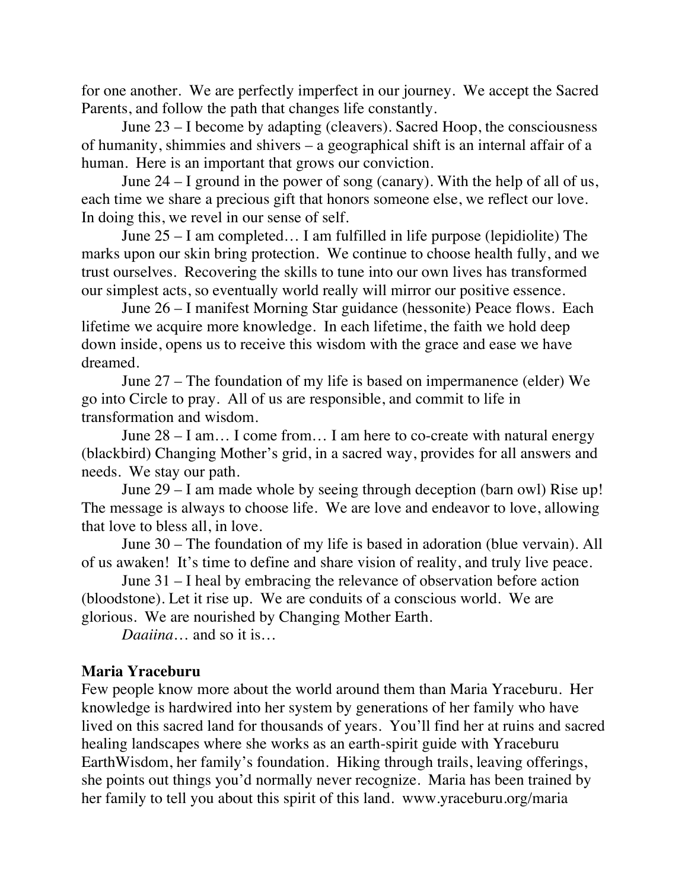for one another. We are perfectly imperfect in our journey. We accept the Sacred Parents, and follow the path that changes life constantly.

June 23 – I become by adapting (cleavers). Sacred Hoop, the consciousness of humanity, shimmies and shivers – a geographical shift is an internal affair of a human. Here is an important that grows our conviction.

June 24 – I ground in the power of song (canary). With the help of all of us, each time we share a precious gift that honors someone else, we reflect our love. In doing this, we revel in our sense of self.

June 25 – I am completed… I am fulfilled in life purpose (lepidiolite) The marks upon our skin bring protection. We continue to choose health fully, and we trust ourselves. Recovering the skills to tune into our own lives has transformed our simplest acts, so eventually world really will mirror our positive essence.

June 26 – I manifest Morning Star guidance (hessonite) Peace flows. Each lifetime we acquire more knowledge. In each lifetime, the faith we hold deep down inside, opens us to receive this wisdom with the grace and ease we have dreamed.

June 27 – The foundation of my life is based on impermanence (elder) We go into Circle to pray. All of us are responsible, and commit to life in transformation and wisdom.

June 28 – I am… I come from… I am here to co-create with natural energy (blackbird) Changing Mother's grid, in a sacred way, provides for all answers and needs. We stay our path.

June 29 – I am made whole by seeing through deception (barn owl) Rise up! The message is always to choose life. We are love and endeavor to love, allowing that love to bless all, in love.

June 30 – The foundation of my life is based in adoration (blue vervain). All of us awaken! It's time to define and share vision of reality, and truly live peace.

June 31 – I heal by embracing the relevance of observation before action (bloodstone). Let it rise up. We are conduits of a conscious world. We are glorious. We are nourished by Changing Mother Earth.

*Daaiina*… and so it is…

**Maria Yraceburu**

Few people know more about the world around them than Maria Yraceburu. Her knowledge is hardwired into her system by generations of her family who have lived on this sacred land for thousands of years. You'll find her at ruins and sacred healing landscapes where she works as an earth-spirit guide with Yraceburu EarthWisdom, her family's foundation. Hiking through trails, leaving offerings, she points out things you'd normally never recognize. Maria has been trained by her family to tell you about this spirit of this land. www.yraceburu.org/maria